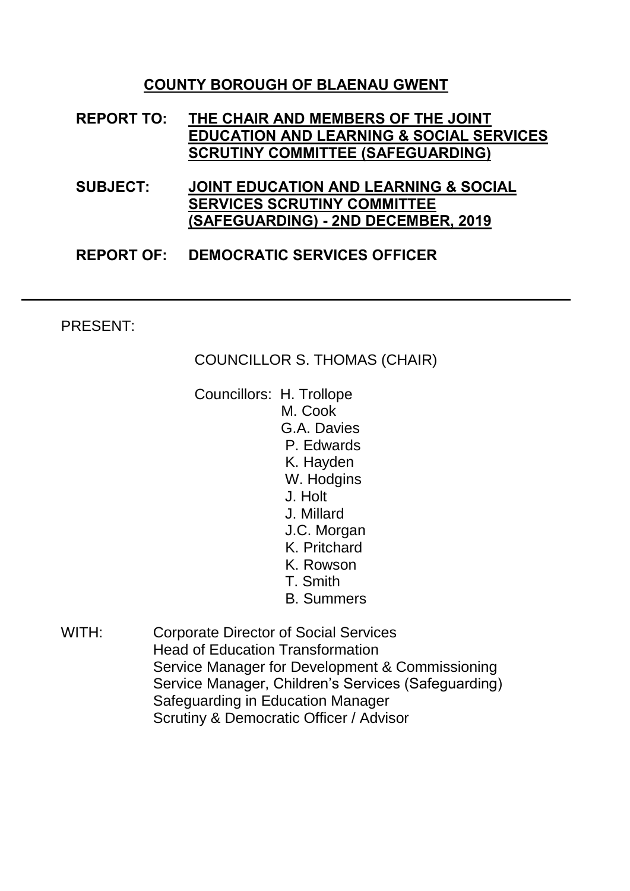# COUNTY BOROUGH OF BLAENAU GWENT

**REPORT TO:** **THE CHAIR AND MEMBERS OF THE JOINT EDUCATION AND LEARNING & SOCIAL SERVICES SCRUTINY COMMITTEE (SAFEGUARDING)**

**SUBJECT:** **JOINT EDUCATION AND LEARNING & SOCIAL SERVICES SCRUTINY COMMITTEE (SAFEGUARDING) - 2ND DECEMBER, 2019**

**REPORT OF:** **DEMOCRATIC SERVICES OFFICER**

---

PRESENT:

COUNCILLOR S. THOMAS (CHAIR)

Councillors:
- H. Trollope
- M. Cook
- G.A. Davies
- P. Edwards
- K. Hayden
- W. Hodgins
- J. Holt
- J. Millard
- J.C. Morgan
- K. Pritchard
- K. Rowson
- T. Smith
- B. Summers

WITH:
- Corporate Director of Social Services
- Head of Education Transformation
- Service Manager for Development & Commissioning
- Service Manager, Children's Services (Safeguarding)
- Safeguarding in Education Manager
- Scrutiny & Democratic Officer / Advisor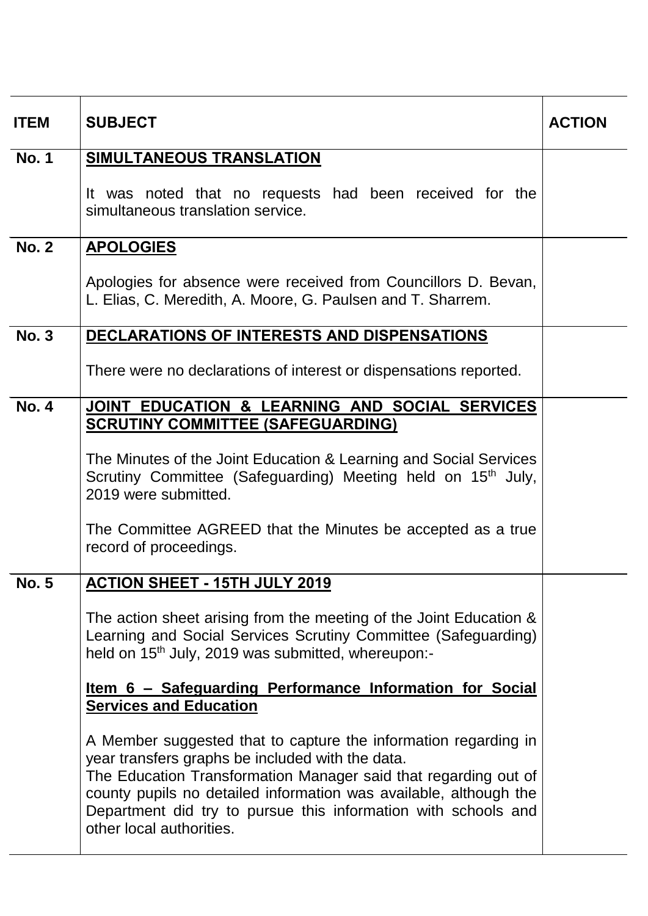| ITEM | SUBJECT | ACTION |
|---|---|---|
| No. 1 | **SIMULTANEOUS TRANSLATION**<br><br>It was noted that no requests had been received for the simultaneous translation service. | |
| No. 2 | **APOLOGIES**<br><br>Apologies for absence were received from Councillors D. Bevan, L. Elias, C. Meredith, A. Moore, G. Paulsen and T. Sharrem. | |
| No. 3 | **DECLARATIONS OF INTERESTS AND DISPENSATIONS**<br><br>There were no declarations of interest or dispensations reported. | |
| No. 4 | **JOINT EDUCATION & LEARNING AND SOCIAL SERVICES SCRUTINY COMMITTEE (SAFEGUARDING)**<br><br>The Minutes of the Joint Education & Learning and Social Services Scrutiny Committee (Safeguarding) Meeting held on 15th July, 2019 were submitted.<br><br>The Committee AGREED that the Minutes be accepted as a true record of proceedings. | |
| No. 5 | **ACTION SHEET - 15TH JULY 2019**<br><br>The action sheet arising from the meeting of the Joint Education & Learning and Social Services Scrutiny Committee (Safeguarding) held on 15th July, 2019 was submitted, whereupon:-<br><br>**Item 6 – Safeguarding Performance Information for Social Services and Education**<br><br>A Member suggested that to capture the information regarding in year transfers graphs be included with the data.<br>The Education Transformation Manager said that regarding out of county pupils no detailed information was available, although the Department did try to pursue this information with schools and other local authorities. | |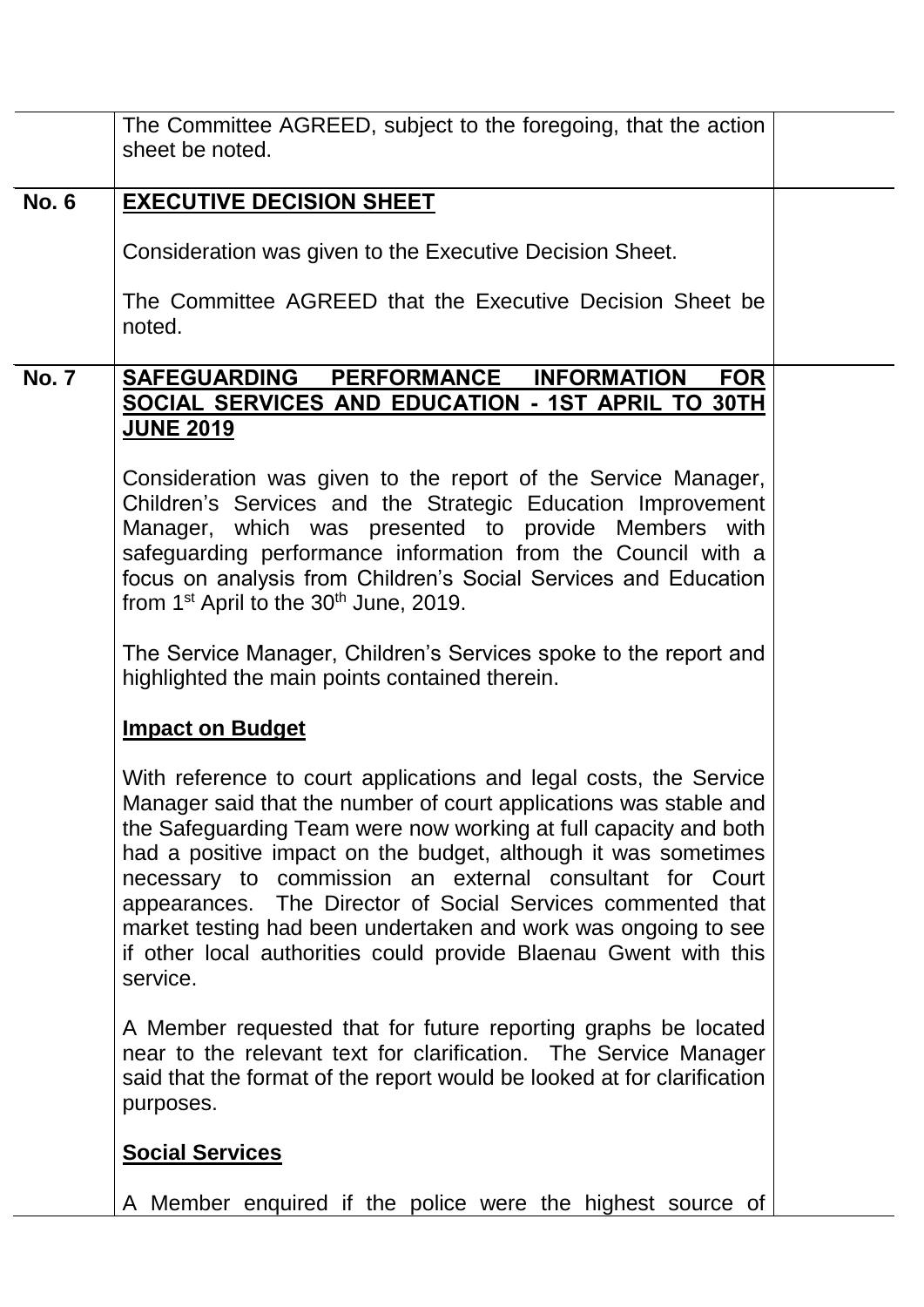| | | |
|---|---|---|
| | The Committee AGREED, subject to the foregoing, that the action sheet be noted. | |
| **No. 6** | **EXECUTIVE DECISION SHEET**<br><br>Consideration was given to the Executive Decision Sheet.<br><br>The Committee AGREED that the Executive Decision Sheet be noted. | |
| **No. 7** | **SAFEGUARDING PERFORMANCE INFORMATION FOR SOCIAL SERVICES AND EDUCATION - 1ST APRIL TO 30TH JUNE 2019**<br><br>Consideration was given to the report of the Service Manager, Children's Services and the Strategic Education Improvement Manager, which was presented to provide Members with safeguarding performance information from the Council with a focus on analysis from Children's Social Services and Education from 1st April to the 30th June, 2019.<br><br>The Service Manager, Children's Services spoke to the report and highlighted the main points contained therein.<br><br>**Impact on Budget**<br><br>With reference to court applications and legal costs, the Service Manager said that the number of court applications was stable and the Safeguarding Team were now working at full capacity and both had a positive impact on the budget, although it was sometimes necessary to commission an external consultant for Court appearances. The Director of Social Services commented that market testing had been undertaken and work was ongoing to see if other local authorities could provide Blaenau Gwent with this service.<br><br>A Member requested that for future reporting graphs be located near to the relevant text for clarification. The Service Manager said that the format of the report would be looked at for clarification purposes.<br><br>**Social Services**<br><br>A Member enquired if the police were the highest source of | |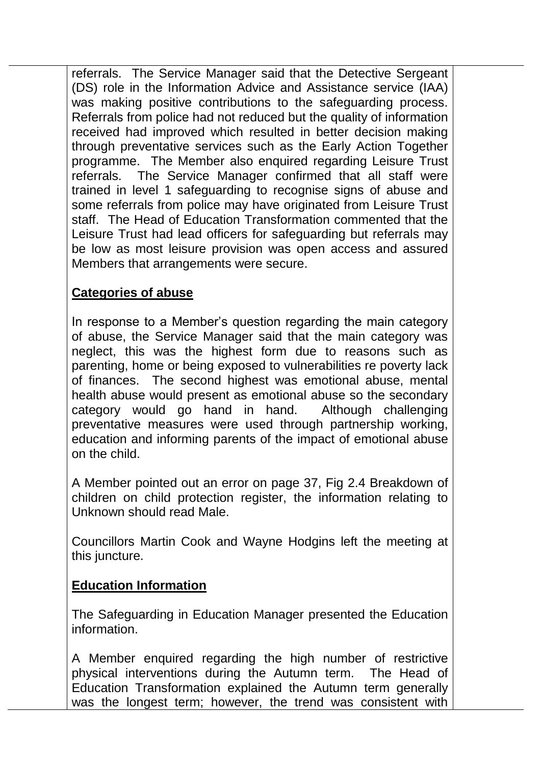referrals. The Service Manager said that the Detective Sergeant (DS) role in the Information Advice and Assistance service (IAA) was making positive contributions to the safeguarding process. Referrals from police had not reduced but the quality of information received had improved which resulted in better decision making through preventative services such as the Early Action Together programme. The Member also enquired regarding Leisure Trust referrals. The Service Manager confirmed that all staff were trained in level 1 safeguarding to recognise signs of abuse and some referrals from police may have originated from Leisure Trust staff. The Head of Education Transformation commented that the Leisure Trust had lead officers for safeguarding but referrals may be low as most leisure provision was open access and assured Members that arrangements were secure.

**Categories of abuse**

In response to a Member's question regarding the main category of abuse, the Service Manager said that the main category was neglect, this was the highest form due to reasons such as parenting, home or being exposed to vulnerabilities re poverty lack of finances. The second highest was emotional abuse, mental health abuse would present as emotional abuse so the secondary category would go hand in hand. Although challenging preventative measures were used through partnership working, education and informing parents of the impact of emotional abuse on the child.

A Member pointed out an error on page 37, Fig 2.4 Breakdown of children on child protection register, the information relating to Unknown should read Male.

Councillors Martin Cook and Wayne Hodgins left the meeting at this juncture.

**Education Information**

The Safeguarding in Education Manager presented the Education information.

A Member enquired regarding the high number of restrictive physical interventions during the Autumn term. The Head of Education Transformation explained the Autumn term generally was the longest term; however, the trend was consistent with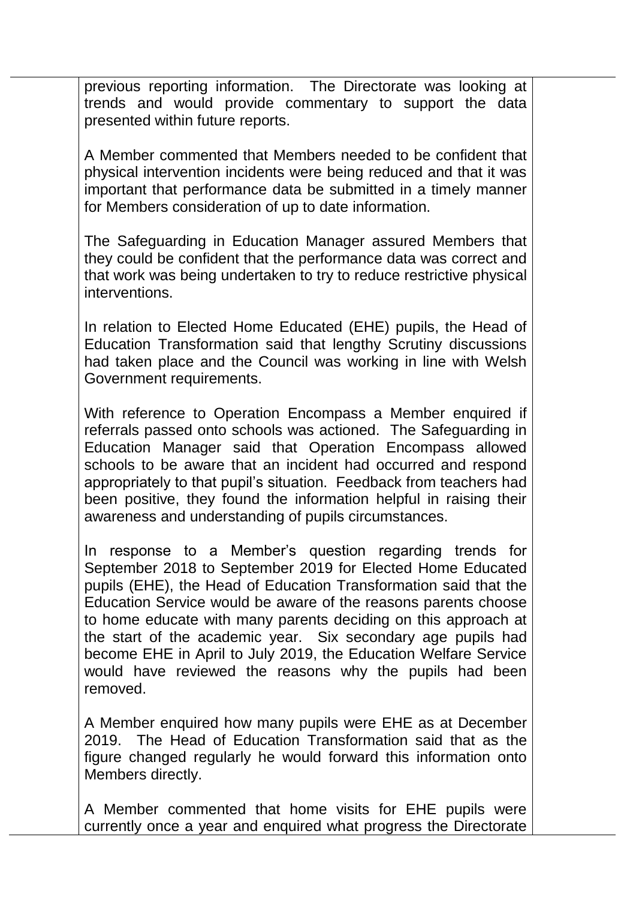previous reporting information. The Directorate was looking at trends and would provide commentary to support the data presented within future reports.

A Member commented that Members needed to be confident that physical intervention incidents were being reduced and that it was important that performance data be submitted in a timely manner for Members consideration of up to date information.

The Safeguarding in Education Manager assured Members that they could be confident that the performance data was correct and that work was being undertaken to try to reduce restrictive physical interventions.

In relation to Elected Home Educated (EHE) pupils, the Head of Education Transformation said that lengthy Scrutiny discussions had taken place and the Council was working in line with Welsh Government requirements.

With reference to Operation Encompass a Member enquired if referrals passed onto schools was actioned. The Safeguarding in Education Manager said that Operation Encompass allowed schools to be aware that an incident had occurred and respond appropriately to that pupil's situation. Feedback from teachers had been positive, they found the information helpful in raising their awareness and understanding of pupils circumstances.

In response to a Member's question regarding trends for September 2018 to September 2019 for Elected Home Educated pupils (EHE), the Head of Education Transformation said that the Education Service would be aware of the reasons parents choose to home educate with many parents deciding on this approach at the start of the academic year. Six secondary age pupils had become EHE in April to July 2019, the Education Welfare Service would have reviewed the reasons why the pupils had been removed.

A Member enquired how many pupils were EHE as at December 2019. The Head of Education Transformation said that as the figure changed regularly he would forward this information onto Members directly.

A Member commented that home visits for EHE pupils were currently once a year and enquired what progress the Directorate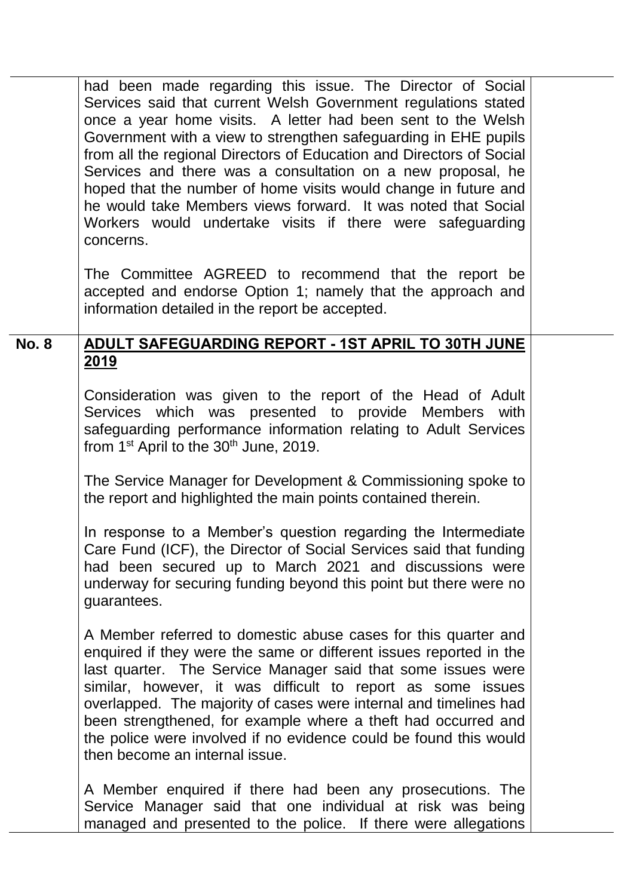had been made regarding this issue. The Director of Social Services said that current Welsh Government regulations stated once a year home visits. A letter had been sent to the Welsh Government with a view to strengthen safeguarding in EHE pupils from all the regional Directors of Education and Directors of Social Services and there was a consultation on a new proposal, he hoped that the number of home visits would change in future and he would take Members views forward. It was noted that Social Workers would undertake visits if there were safeguarding concerns.

The Committee AGREED to recommend that the report be accepted and endorse Option 1; namely that the approach and information detailed in the report be accepted.

**No. 8** **ADULT SAFEGUARDING REPORT - 1ST APRIL TO 30TH JUNE 2019**

Consideration was given to the report of the Head of Adult Services which was presented to provide Members with safeguarding performance information relating to Adult Services from 1st April to the 30th June, 2019.

The Service Manager for Development & Commissioning spoke to the report and highlighted the main points contained therein.

In response to a Member's question regarding the Intermediate Care Fund (ICF), the Director of Social Services said that funding had been secured up to March 2021 and discussions were underway for securing funding beyond this point but there were no guarantees.

A Member referred to domestic abuse cases for this quarter and enquired if they were the same or different issues reported in the last quarter. The Service Manager said that some issues were similar, however, it was difficult to report as some issues overlapped. The majority of cases were internal and timelines had been strengthened, for example where a theft had occurred and the police were involved if no evidence could be found this would then become an internal issue.

A Member enquired if there had been any prosecutions. The Service Manager said that one individual at risk was being managed and presented to the police. If there were allegations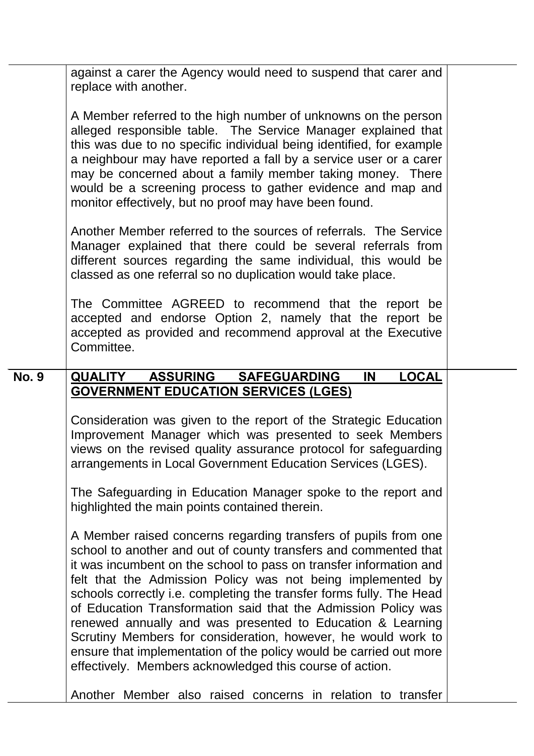against a carer the Agency would need to suspend that carer and replace with another.

A Member referred to the high number of unknowns on the person alleged responsible table. The Service Manager explained that this was due to no specific individual being identified, for example a neighbour may have reported a fall by a service user or a carer may be concerned about a family member taking money. There would be a screening process to gather evidence and map and monitor effectively, but no proof may have been found.

Another Member referred to the sources of referrals. The Service Manager explained that there could be several referrals from different sources regarding the same individual, this would be classed as one referral so no duplication would take place.

The Committee AGREED to recommend that the report be accepted and endorse Option 2, namely that the report be accepted as provided and recommend approval at the Executive Committee.

**No. 9** **<u>QUALITY ASSURING SAFEGUARDING IN LOCAL GOVERNMENT EDUCATION SERVICES (LGES)</u>**

Consideration was given to the report of the Strategic Education Improvement Manager which was presented to seek Members views on the revised quality assurance protocol for safeguarding arrangements in Local Government Education Services (LGES).

The Safeguarding in Education Manager spoke to the report and highlighted the main points contained therein.

A Member raised concerns regarding transfers of pupils from one school to another and out of county transfers and commented that it was incumbent on the school to pass on transfer information and felt that the Admission Policy was not being implemented by schools correctly i.e. completing the transfer forms fully. The Head of Education Transformation said that the Admission Policy was renewed annually and was presented to Education & Learning Scrutiny Members for consideration, however, he would work to ensure that implementation of the policy would be carried out more effectively. Members acknowledged this course of action.

Another Member also raised concerns in relation to transfer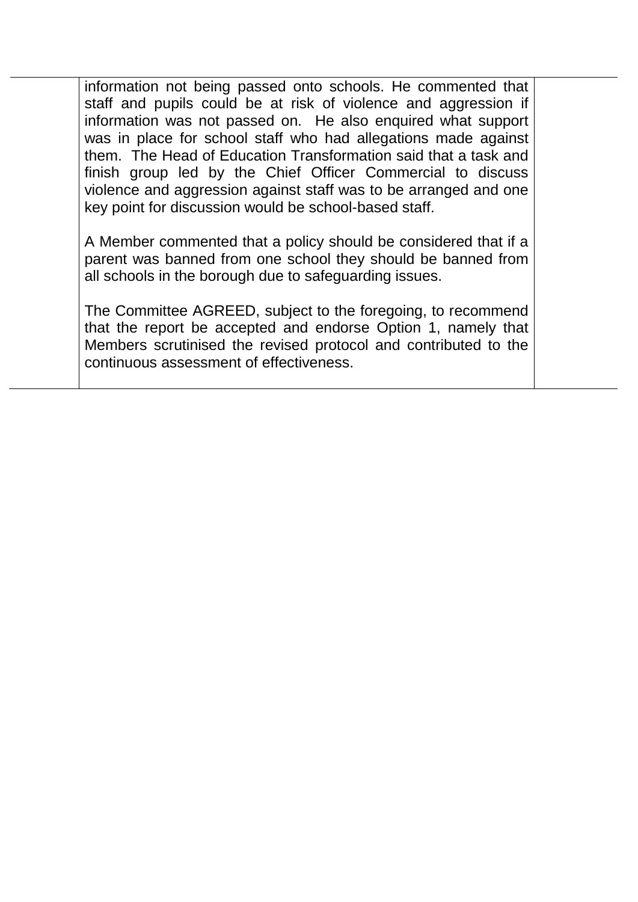| | | |
|---|---|---|
| | information not being passed onto schools. He commented that staff and pupils could be at risk of violence and aggression if information was not passed on. He also enquired what support was in place for school staff who had allegations made against them. The Head of Education Transformation said that a task and finish group led by the Chief Officer Commercial to discuss violence and aggression against staff was to be arranged and one key point for discussion would be school-based staff.<br><br>A Member commented that a policy should be considered that if a parent was banned from one school they should be banned from all schools in the borough due to safeguarding issues.<br><br>The Committee AGREED, subject to the foregoing, to recommend that the report be accepted and endorse Option 1, namely that Members scrutinised the revised protocol and contributed to the continuous assessment of effectiveness. | |